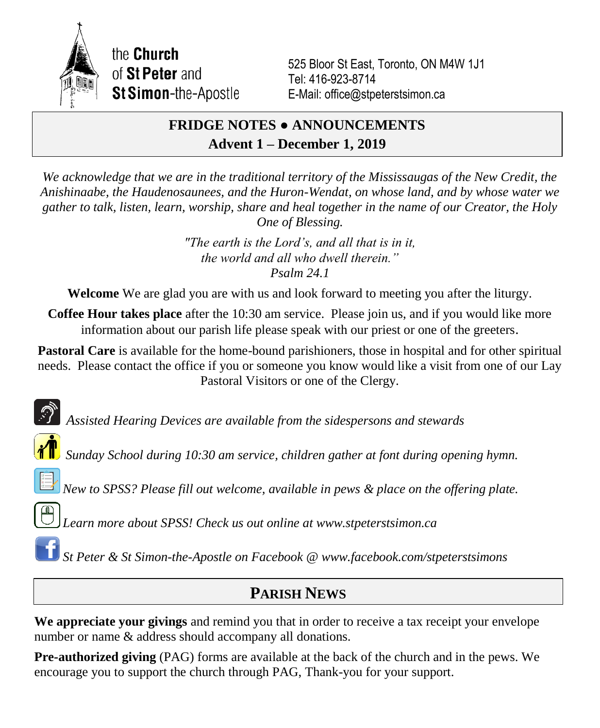the **Church** of **St Peter** and **St Simon**-the-Apostle

525 Bloor St East, Toronto, ON M4W 1J1
Tel: 416-923-8714
E-Mail: office@stpeterstsimon.ca

# FRIDGE NOTES ● ANNOUNCEMENTS
## Advent 1 – December 1, 2019

*We acknowledge that we are in the traditional territory of the Mississaugas of the New Credit, the Anishinaabe, the Haudenosaunees, and the Huron-Wendat, on whose land, and by whose water we gather to talk, listen, learn, worship, share and heal together in the name of our Creator, the Holy One of Blessing.*

*"The earth is the Lord's, and all that is in it,*
*the world and all who dwell therein."*
*Psalm 24.1*

**Welcome** We are glad you are with us and look forward to meeting you after the liturgy.

**Coffee Hour takes place** after the 10:30 am service. Please join us, and if you would like more information about our parish life please speak with our priest or one of the greeters.

**Pastoral Care** is available for the home-bound parishioners, those in hospital and for other spiritual needs. Please contact the office if you or someone you know would like a visit from one of our Lay Pastoral Visitors or one of the Clergy.

*Assisted Hearing Devices are available from the sidespersons and stewards*

*Sunday School during 10:30 am service, children gather at font during opening hymn.*

*New to SPSS? Please fill out welcome, available in pews & place on the offering plate.*

*Learn more about SPSS! Check us out online at www.stpeterstsimon.ca*

*St Peter & St Simon-the-Apostle on Facebook @ www.facebook.com/stpeterstsimons*

## PARISH NEWS

**We appreciate your givings** and remind you that in order to receive a tax receipt your envelope number or name & address should accompany all donations.

**Pre-authorized giving** (PAG) forms are available at the back of the church and in the pews. We encourage you to support the church through PAG, Thank-you for your support.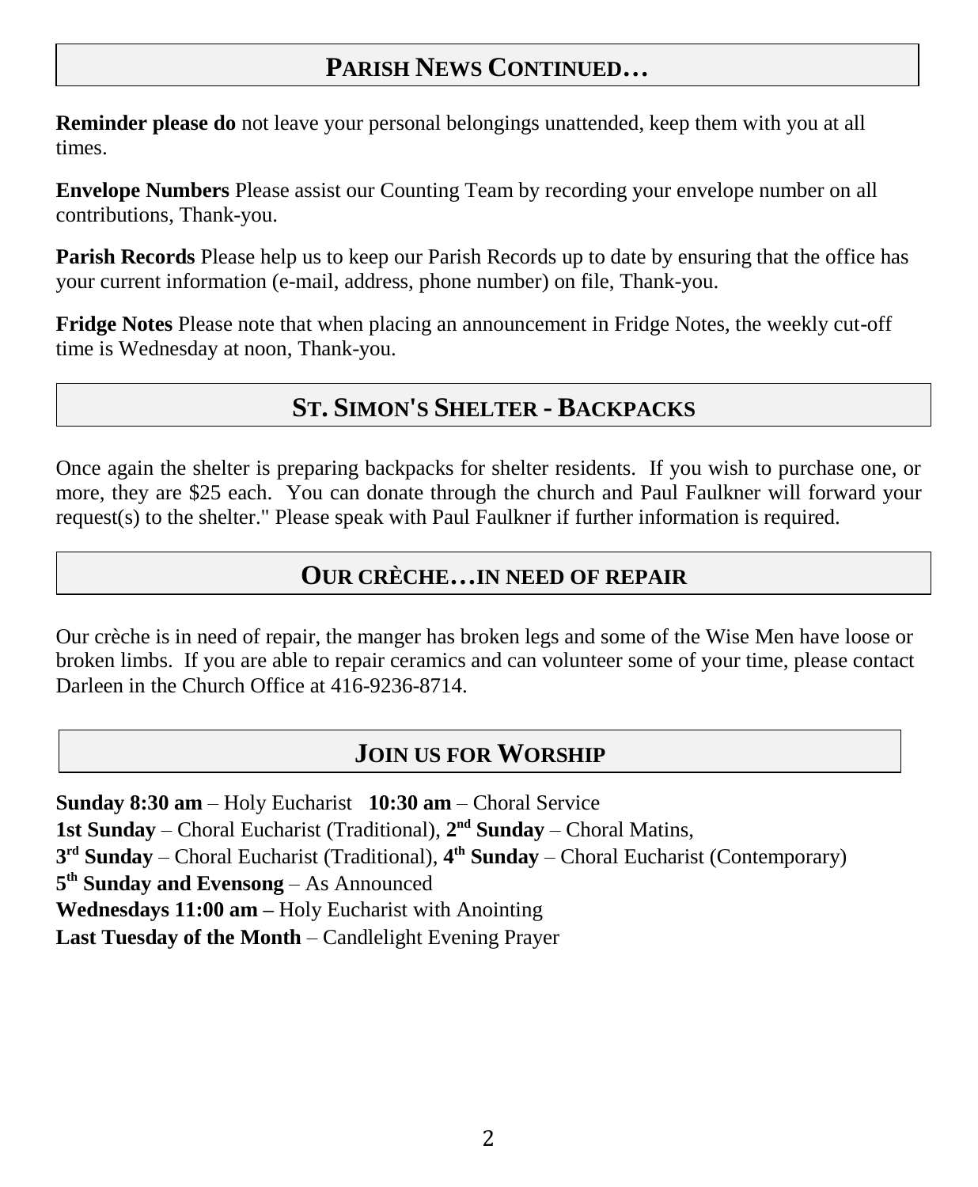## PARISH NEWS CONTINUED…

**Reminder please do** not leave your personal belongings unattended, keep them with you at all times.

**Envelope Numbers** Please assist our Counting Team by recording your envelope number on all contributions, Thank-you.

**Parish Records** Please help us to keep our Parish Records up to date by ensuring that the office has your current information (e-mail, address, phone number) on file, Thank-you.

**Fridge Notes** Please note that when placing an announcement in Fridge Notes, the weekly cut-off time is Wednesday at noon, Thank-you.

## ST. SIMON'S SHELTER - BACKPACKS

Once again the shelter is preparing backpacks for shelter residents. If you wish to purchase one, or more, they are $25 each. You can donate through the church and Paul Faulkner will forward your request(s) to the shelter." Please speak with Paul Faulkner if further information is required.

## OUR CRÈCHE…IN NEED OF REPAIR

Our crèche is in need of repair, the manger has broken legs and some of the Wise Men have loose or broken limbs. If you are able to repair ceramics and can volunteer some of your time, please contact Darleen in the Church Office at 416-9236-8714.

## JOIN US FOR WORSHIP

**Sunday 8:30 am** – Holy Eucharist **10:30 am** – Choral Service
**1st Sunday** – Choral Eucharist (Traditional), **2nd Sunday** – Choral Matins,
**3rd Sunday** – Choral Eucharist (Traditional), **4th Sunday** – Choral Eucharist (Contemporary)
**5th Sunday and Evensong** – As Announced
**Wednesdays 11:00 am –** Holy Eucharist with Anointing
**Last Tuesday of the Month** – Candlelight Evening Prayer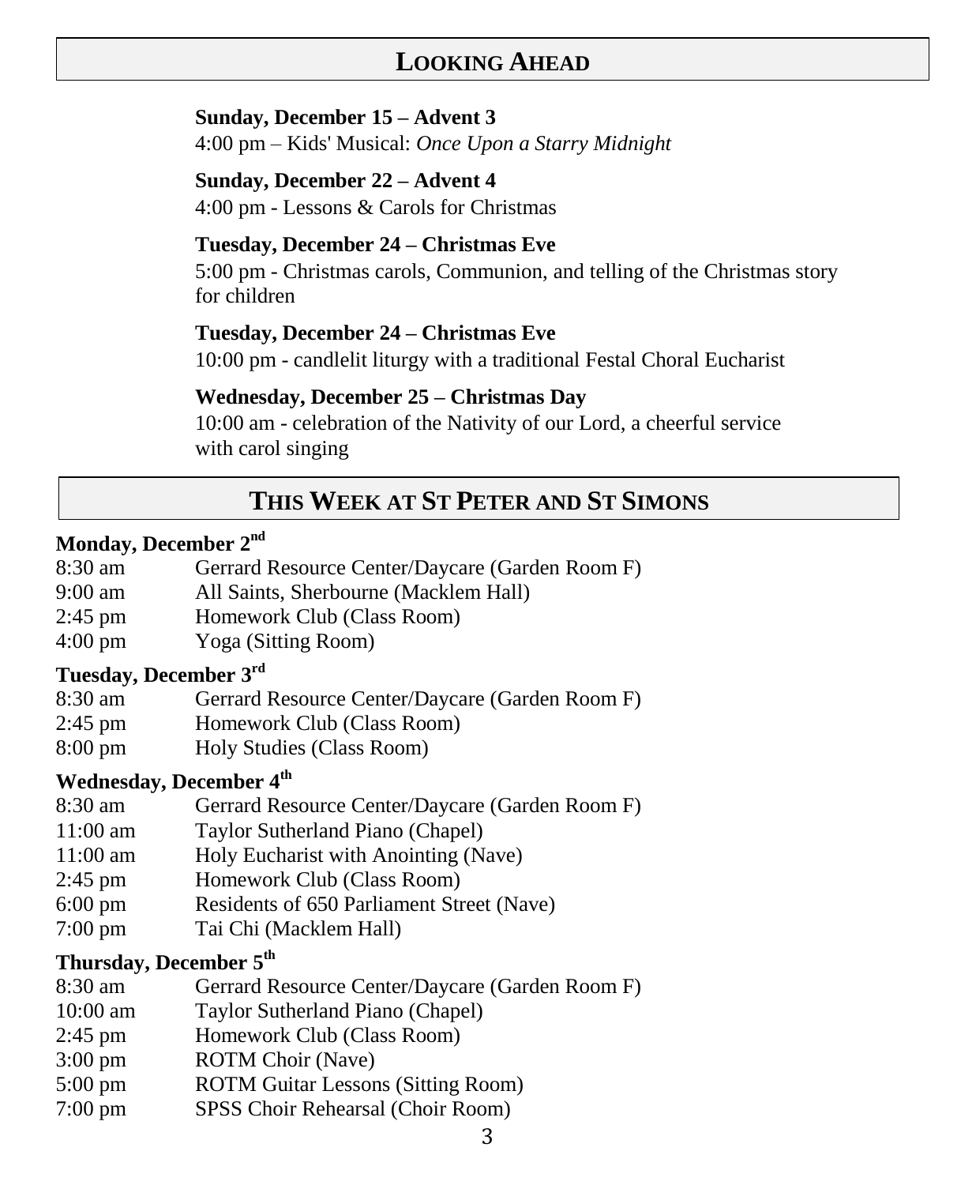## LOOKING AHEAD

**Sunday, December 15 – Advent 3**
4:00 pm – Kids' Musical: *Once Upon a Starry Midnight*

**Sunday, December 22 – Advent 4**
4:00 pm - Lessons & Carols for Christmas

**Tuesday, December 24 – Christmas Eve**
5:00 pm - Christmas carols, Communion, and telling of the Christmas story for children

**Tuesday, December 24 – Christmas Eve**
10:00 pm - candlelit liturgy with a traditional Festal Choral Eucharist

**Wednesday, December 25 – Christmas Day**
10:00 am - celebration of the Nativity of our Lord, a cheerful service with carol singing

## THIS WEEK AT ST PETER AND ST SIMONS

**Monday, December 2nd**

| | |
|---|---|
| 8:30 am | Gerrard Resource Center/Daycare (Garden Room F) |
| 9:00 am | All Saints, Sherbourne (Macklem Hall) |
| 2:45 pm | Homework Club (Class Room) |
| 4:00 pm | Yoga (Sitting Room) |

**Tuesday, December 3rd**

| | |
|---|---|
| 8:30 am | Gerrard Resource Center/Daycare (Garden Room F) |
| 2:45 pm | Homework Club (Class Room) |
| 8:00 pm | Holy Studies (Class Room) |

**Wednesday, December 4th**

| | |
|---|---|
| 8:30 am | Gerrard Resource Center/Daycare (Garden Room F) |
| 11:00 am | Taylor Sutherland Piano (Chapel) |
| 11:00 am | Holy Eucharist with Anointing (Nave) |
| 2:45 pm | Homework Club (Class Room) |
| 6:00 pm | Residents of 650 Parliament Street (Nave) |
| 7:00 pm | Tai Chi (Macklem Hall) |

**Thursday, December 5th**

| | |
|---|---|
| 8:30 am | Gerrard Resource Center/Daycare (Garden Room F) |
| 10:00 am | Taylor Sutherland Piano (Chapel) |
| 2:45 pm | Homework Club (Class Room) |
| 3:00 pm | ROTM Choir (Nave) |
| 5:00 pm | ROTM Guitar Lessons (Sitting Room) |
| 7:00 pm | SPSS Choir Rehearsal (Choir Room) |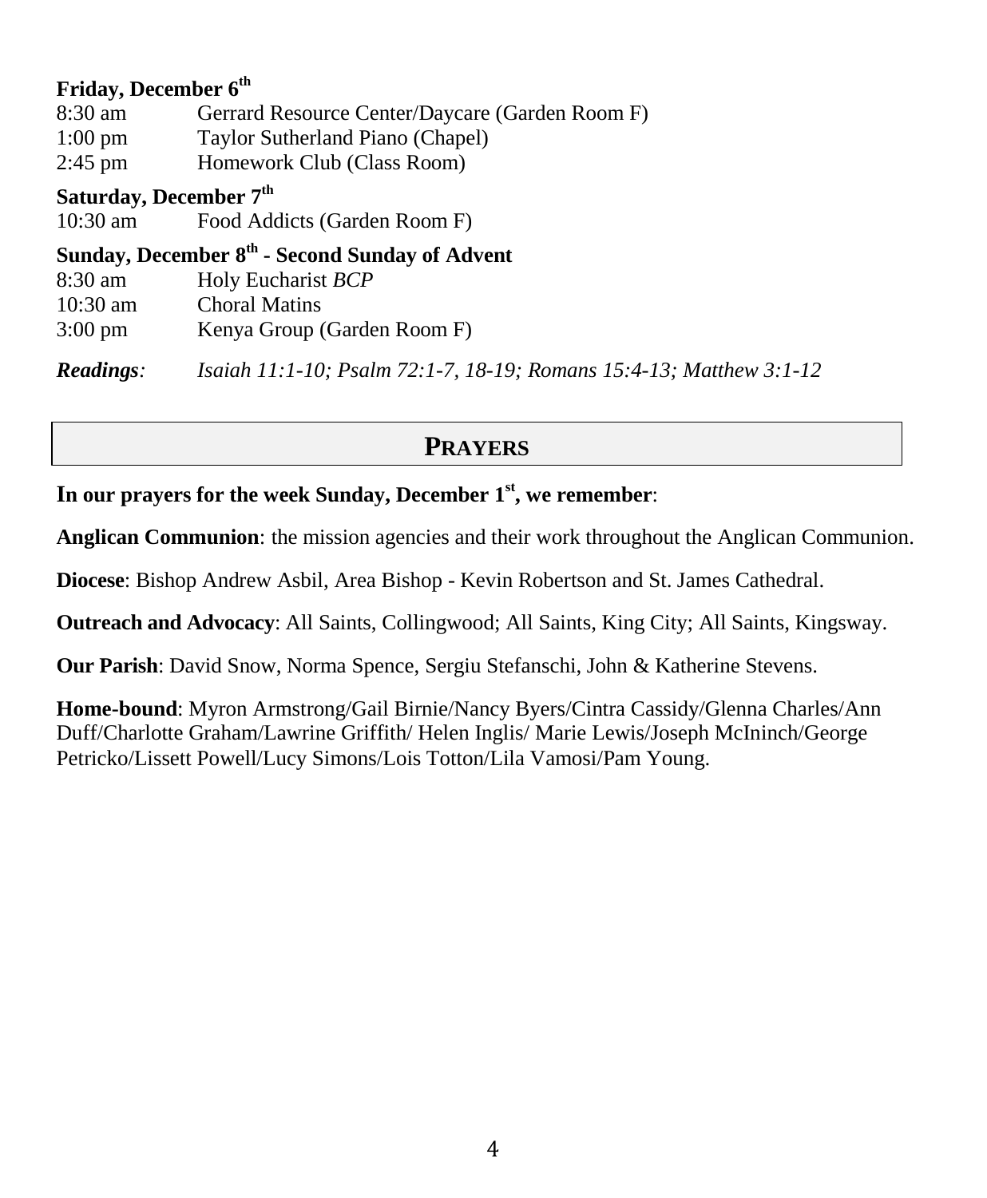**Friday, December 6th**

| | |
|---|---|
| 8:30 am | Gerrard Resource Center/Daycare (Garden Room F) |
| 1:00 pm | Taylor Sutherland Piano (Chapel) |
| 2:45 pm | Homework Club (Class Room) |

**Saturday, December 7th**

| | |
|---|---|
| 10:30 am | Food Addicts (Garden Room F) |

**Sunday, December 8th - Second Sunday of Advent**

| | |
|---|---|
| 8:30 am | Holy Eucharist *BCP* |
| 10:30 am | Choral Matins |
| 3:00 pm | Kenya Group (Garden Room F) |

***Readings:*** *Isaiah 11:1-10; Psalm 72:1-7, 18-19; Romans 15:4-13; Matthew 3:1-12*

## PRAYERS

**In our prayers for the week Sunday, December 1st, we remember**:

**Anglican Communion**: the mission agencies and their work throughout the Anglican Communion.

**Diocese**: Bishop Andrew Asbil, Area Bishop - Kevin Robertson and St. James Cathedral.

**Outreach and Advocacy**: All Saints, Collingwood; All Saints, King City; All Saints, Kingsway.

**Our Parish**: David Snow, Norma Spence, Sergiu Stefanschi, John & Katherine Stevens.

**Home-bound**: Myron Armstrong/Gail Birnie/Nancy Byers/Cintra Cassidy/Glenna Charles/Ann Duff/Charlotte Graham/Lawrine Griffith/ Helen Inglis/ Marie Lewis/Joseph McIninch/George Petricko/Lissett Powell/Lucy Simons/Lois Totton/Lila Vamosi/Pam Young.